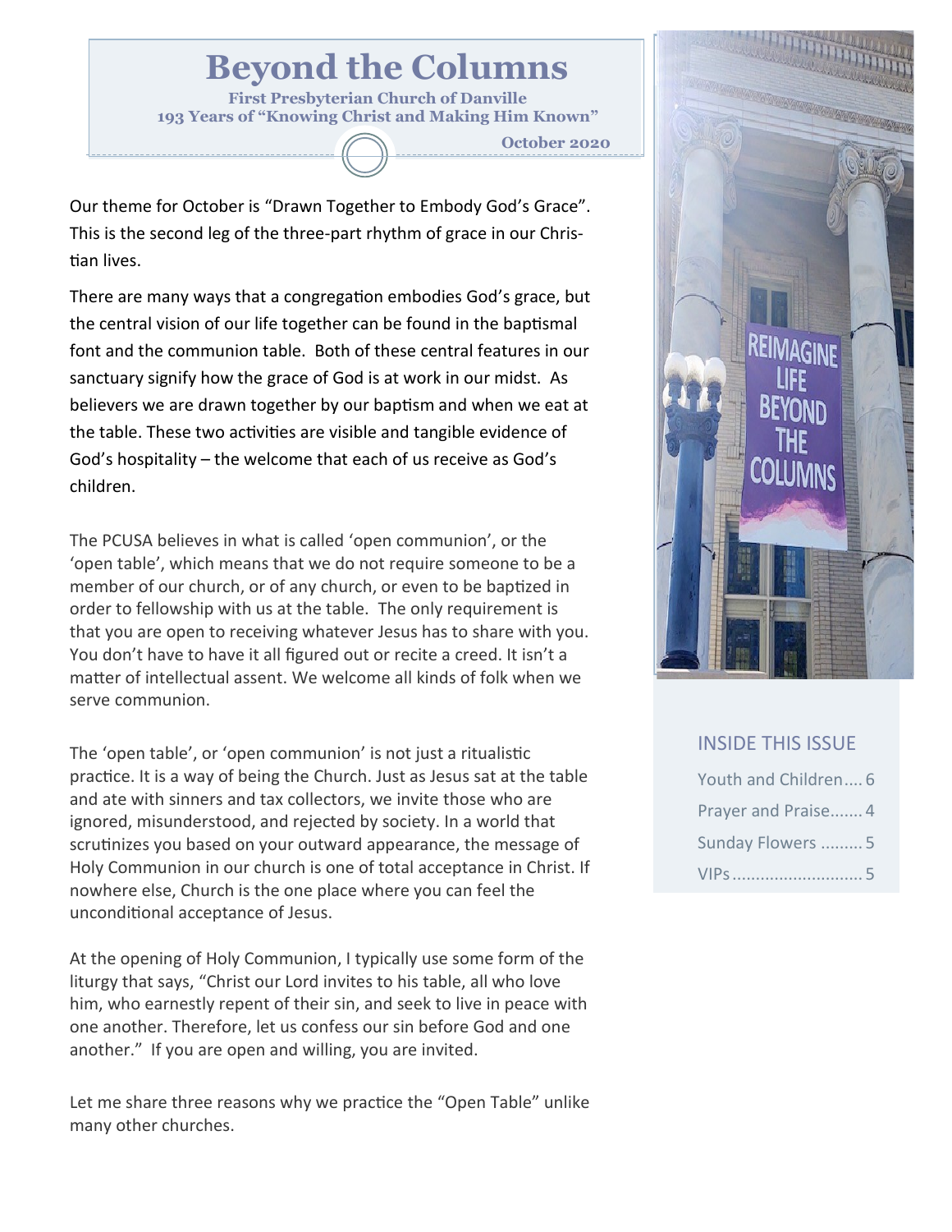# Beyond the Columns

**First Presbyterian Church of Danville**
**193 Years of "Knowing Christ and Making Him Known"**

**October 2020**

Our theme for October is "Drawn Together to Embody God's Grace". This is the second leg of the three-part rhythm of grace in our Christian lives.

There are many ways that a congregation embodies God's grace, but the central vision of our life together can be found in the baptismal font and the communion table. Both of these central features in our sanctuary signify how the grace of God is at work in our midst. As believers we are drawn together by our baptism and when we eat at the table. These two activities are visible and tangible evidence of God's hospitality – the welcome that each of us receive as God's children.

The PCUSA believes in what is called 'open communion', or the 'open table', which means that we do not require someone to be a member of our church, or of any church, or even to be baptized in order to fellowship with us at the table. The only requirement is that you are open to receiving whatever Jesus has to share with you. You don't have to have it all figured out or recite a creed. It isn't a matter of intellectual assent. We welcome all kinds of folk when we serve communion.

The 'open table', or 'open communion' is not just a ritualistic practice. It is a way of being the Church. Just as Jesus sat at the table and ate with sinners and tax collectors, we invite those who are ignored, misunderstood, and rejected by society. In a world that scrutinizes you based on your outward appearance, the message of Holy Communion in our church is one of total acceptance in Christ. If nowhere else, Church is the one place where you can feel the unconditional acceptance of Jesus.

At the opening of Holy Communion, I typically use some form of the liturgy that says, "Christ our Lord invites to his table, all who love him, who earnestly repent of their sin, and seek to live in peace with one another. Therefore, let us confess our sin before God and one another." If you are open and willing, you are invited.

Let me share three reasons why we practice the "Open Table" unlike many other churches.

REIMAGINE LIFE BEYOND THE COLUMNS

## INSIDE THIS ISSUE

- Youth and Children.... 6
- Prayer and Praise....... 4
- Sunday Flowers ......... 5
- VIPs ............................ 5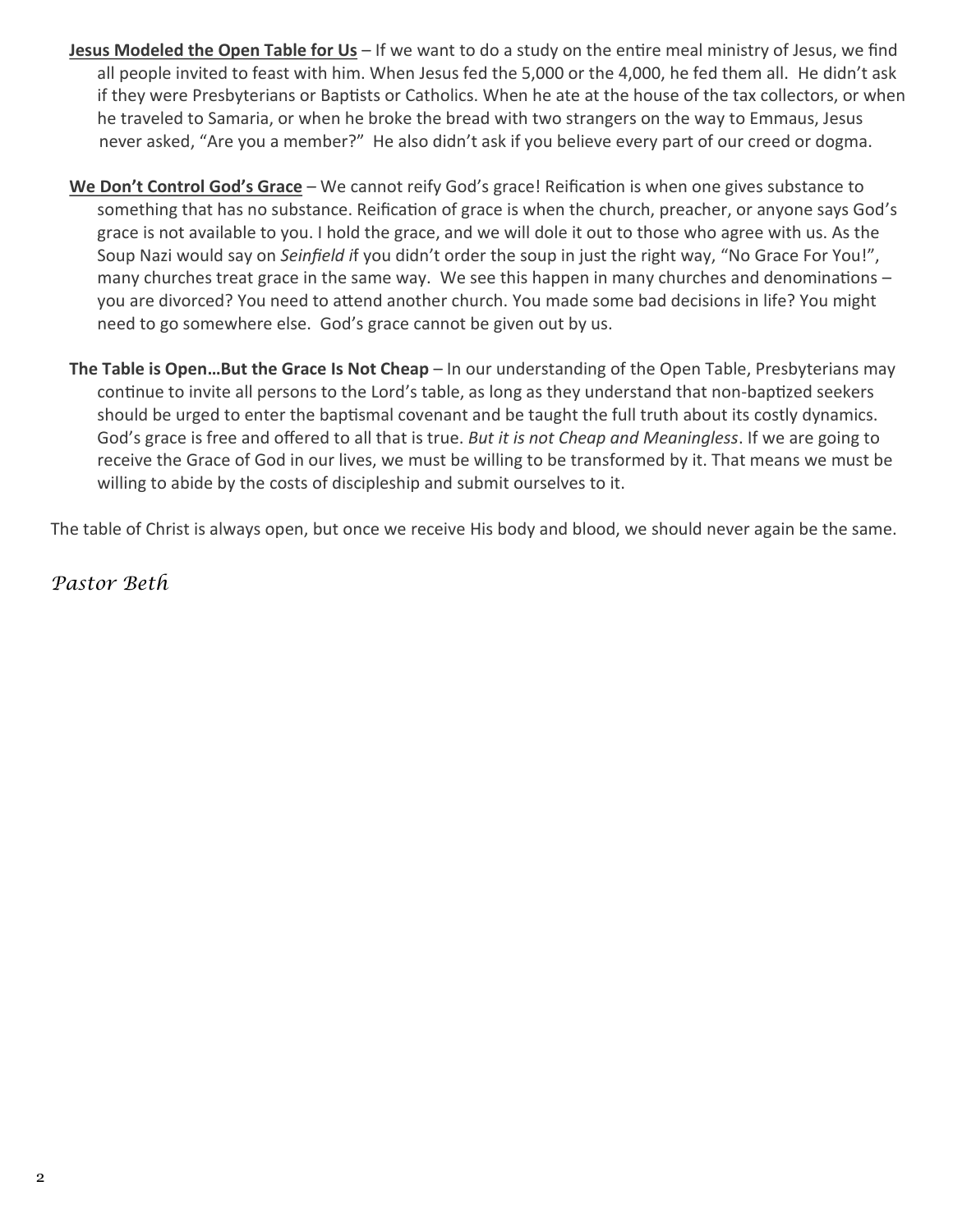**<u>Jesus Modeled the Open Table for Us</u>** – If we want to do a study on the entire meal ministry of Jesus, we find all people invited to feast with him. When Jesus fed the 5,000 or the 4,000, he fed them all. He didn't ask if they were Presbyterians or Baptists or Catholics. When he ate at the house of the tax collectors, or when he traveled to Samaria, or when he broke the bread with two strangers on the way to Emmaus, Jesus never asked, "Are you a member?" He also didn't ask if you believe every part of our creed or dogma.

**<u>We Don't Control God's Grace</u>** – We cannot reify God's grace! Reification is when one gives substance to something that has no substance. Reification of grace is when the church, preacher, or anyone says God's grace is not available to you. I hold the grace, and we will dole it out to those who agree with us. As the Soup Nazi would say on *Seinfield i*f you didn't order the soup in just the right way, "No Grace For You!", many churches treat grace in the same way. We see this happen in many churches and denominations – you are divorced? You need to attend another church. You made some bad decisions in life? You might need to go somewhere else. God's grace cannot be given out by us.

**The Table is Open…But the Grace Is Not Cheap** – In our understanding of the Open Table, Presbyterians may continue to invite all persons to the Lord's table, as long as they understand that non-baptized seekers should be urged to enter the baptismal covenant and be taught the full truth about its costly dynamics. God's grace is free and offered to all that is true. *But it is not Cheap and Meaningless*. If we are going to receive the Grace of God in our lives, we must be willing to be transformed by it. That means we must be willing to abide by the costs of discipleship and submit ourselves to it.

The table of Christ is always open, but once we receive His body and blood, we should never again be the same.

*Pastor Beth*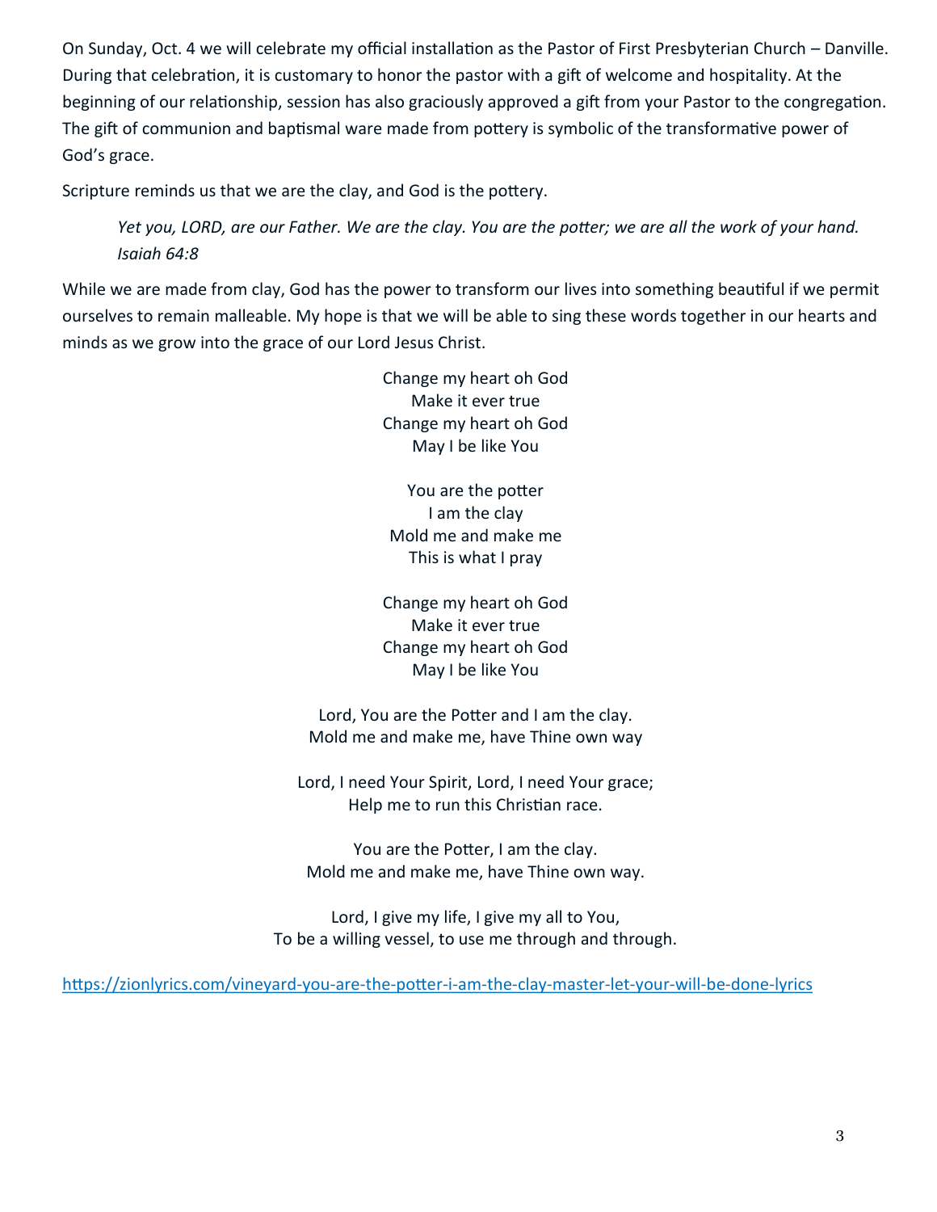On Sunday, Oct. 4 we will celebrate my official installation as the Pastor of First Presbyterian Church – Danville. During that celebration, it is customary to honor the pastor with a gift of welcome and hospitality. At the beginning of our relationship, session has also graciously approved a gift from your Pastor to the congregation. The gift of communion and baptismal ware made from pottery is symbolic of the transformative power of God's grace.

Scripture reminds us that we are the clay, and God is the pottery.

> *Yet you, LORD, are our Father. We are the clay. You are the potter; we are all the work of your hand. Isaiah 64:8*

While we are made from clay, God has the power to transform our lives into something beautiful if we permit ourselves to remain malleable. My hope is that we will be able to sing these words together in our hearts and minds as we grow into the grace of our Lord Jesus Christ.

Change my heart oh God  
Make it ever true  
Change my heart oh God  
May I be like You

You are the potter  
I am the clay  
Mold me and make me  
This is what I pray

Change my heart oh God  
Make it ever true  
Change my heart oh God  
May I be like You

Lord, You are the Potter and I am the clay.  
Mold me and make me, have Thine own way

Lord, I need Your Spirit, Lord, I need Your grace;  
Help me to run this Christian race.

You are the Potter, I am the clay.  
Mold me and make me, have Thine own way.

Lord, I give my life, I give my all to You,  
To be a willing vessel, to use me through and through.

https://zionlyrics.com/vineyard-you-are-the-potter-i-am-the-clay-master-let-your-will-be-done-lyrics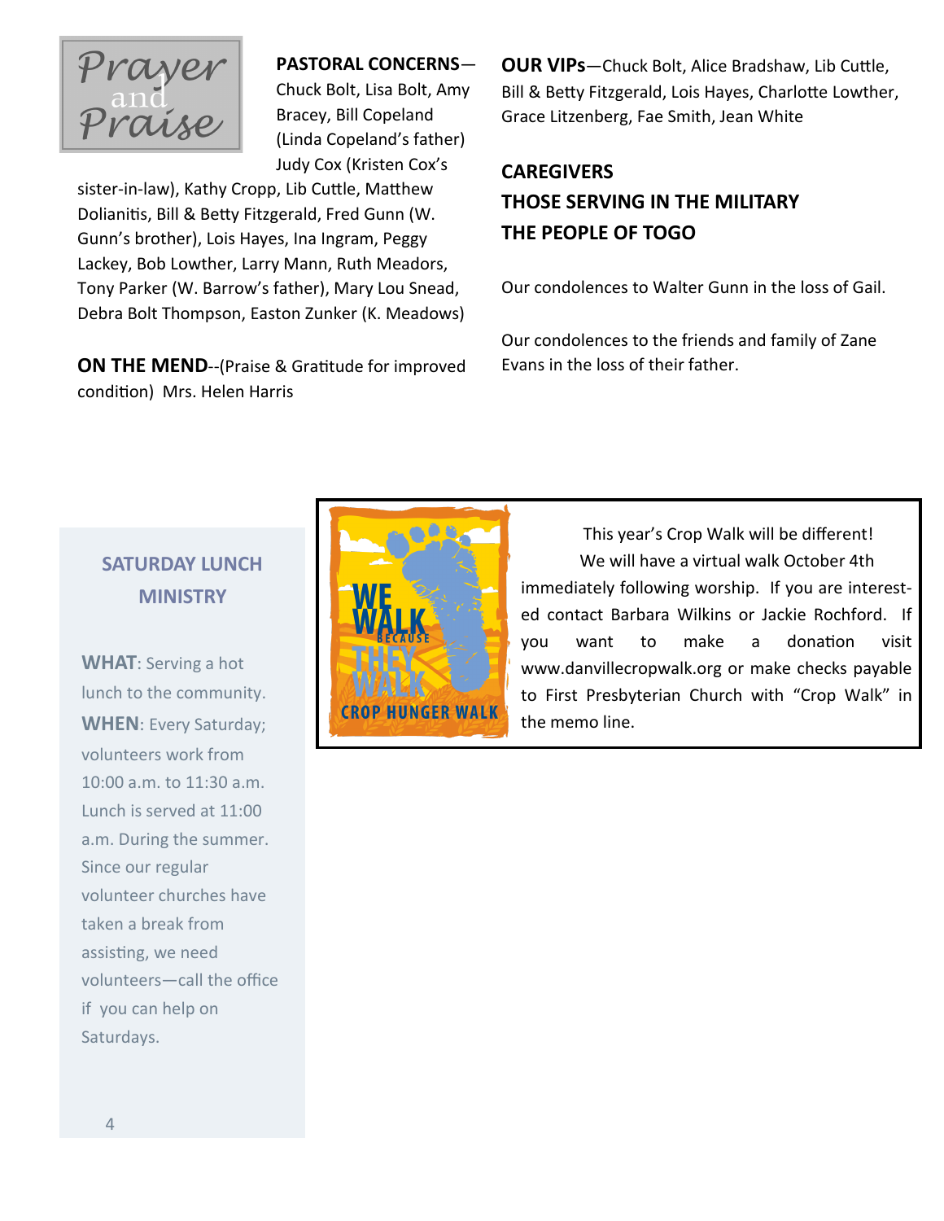# Prayer and Praise

**PASTORAL CONCERNS**—Chuck Bolt, Lisa Bolt, Amy Bracey, Bill Copeland (Linda Copeland's father) Judy Cox (Kristen Cox's sister-in-law), Kathy Cropp, Lib Cuttle, Matthew Dolianitis, Bill & Betty Fitzgerald, Fred Gunn (W. Gunn's brother), Lois Hayes, Ina Ingram, Peggy Lackey, Bob Lowther, Larry Mann, Ruth Meadors, Tony Parker (W. Barrow's father), Mary Lou Snead, Debra Bolt Thompson, Easton Zunker (K. Meadows)

**ON THE MEND**--(Praise & Gratitude for improved condition) Mrs. Helen Harris

**OUR VIPs**—Chuck Bolt, Alice Bradshaw, Lib Cuttle, Bill & Betty Fitzgerald, Lois Hayes, Charlotte Lowther, Grace Litzenberg, Fae Smith, Jean White

**CAREGIVERS**

**THOSE SERVING IN THE MILITARY**

**THE PEOPLE OF TOGO**

Our condolences to Walter Gunn in the loss of Gail.

Our condolences to the friends and family of Zane Evans in the loss of their father.

## SATURDAY LUNCH MINISTRY

**WHAT**: Serving a hot lunch to the community.

**WHEN**: Every Saturday; volunteers work from 10:00 a.m. to 11:30 a.m. Lunch is served at 11:00 a.m. During the summer. Since our regular volunteer churches have taken a break from assisting, we need volunteers—call the office if you can help on Saturdays.

WE WALK BECAUSE THEY WALK — CROP HUNGER WALK

This year's Crop Walk will be different! We will have a virtual walk October 4th immediately following worship. If you are interested contact Barbara Wilkins or Jackie Rochford. If you want to make a donation visit www.danvillecropwalk.org or make checks payable to First Presbyterian Church with "Crop Walk" in the memo line.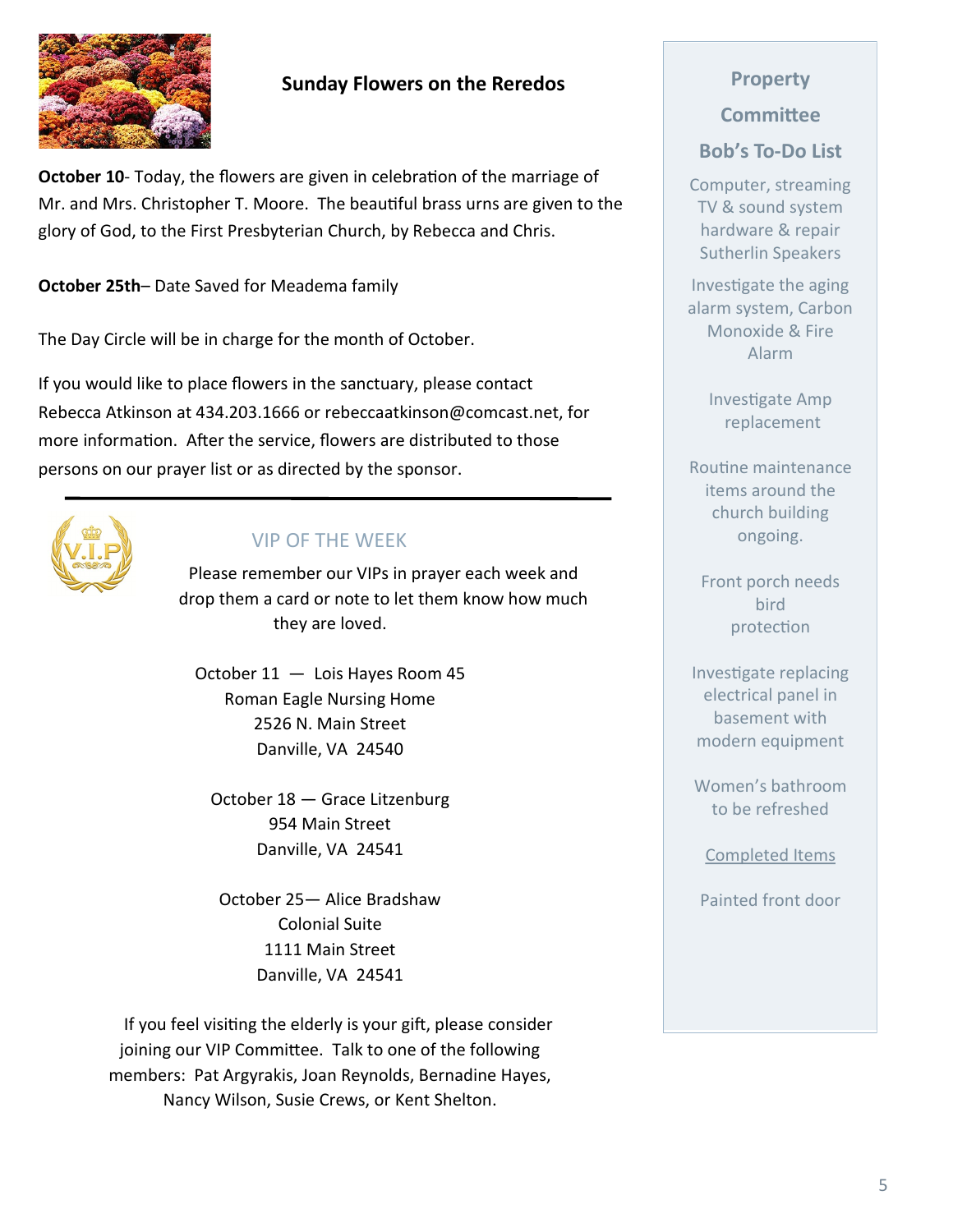## Sunday Flowers on the Reredos

**October 10**- Today, the flowers are given in celebration of the marriage of Mr. and Mrs. Christopher T. Moore. The beautiful brass urns are given to the glory of God, to the First Presbyterian Church, by Rebecca and Chris.

**October 25th**– Date Saved for Meadema family

The Day Circle will be in charge for the month of October.

If you would like to place flowers in the sanctuary, please contact Rebecca Atkinson at 434.203.1666 or rebeccaatkinson@comcast.net, for more information. After the service, flowers are distributed to those persons on our prayer list or as directed by the sponsor.

---

## VIP OF THE WEEK

Please remember our VIPs in prayer each week and drop them a card or note to let them know how much they are loved.

October 11 — Lois Hayes Room 45
Roman Eagle Nursing Home
2526 N. Main Street
Danville, VA 24540

October 18 — Grace Litzenburg
954 Main Street
Danville, VA 24541

October 25— Alice Bradshaw
Colonial Suite
1111 Main Street
Danville, VA 24541

If you feel visiting the elderly is your gift, please consider joining our VIP Committee. Talk to one of the following members: Pat Argyrakis, Joan Reynolds, Bernadine Hayes, Nancy Wilson, Susie Crews, or Kent Shelton.

## Property Committee Bob's To-Do List

Computer, streaming TV & sound system hardware & repair Sutherlin Speakers

Investigate the aging alarm system, Carbon Monoxide & Fire Alarm

Investigate Amp replacement

Routine maintenance items around the church building ongoing.

Front porch needs bird protection

Investigate replacing electrical panel in basement with modern equipment

Women's bathroom to be refreshed

Completed Items

Painted front door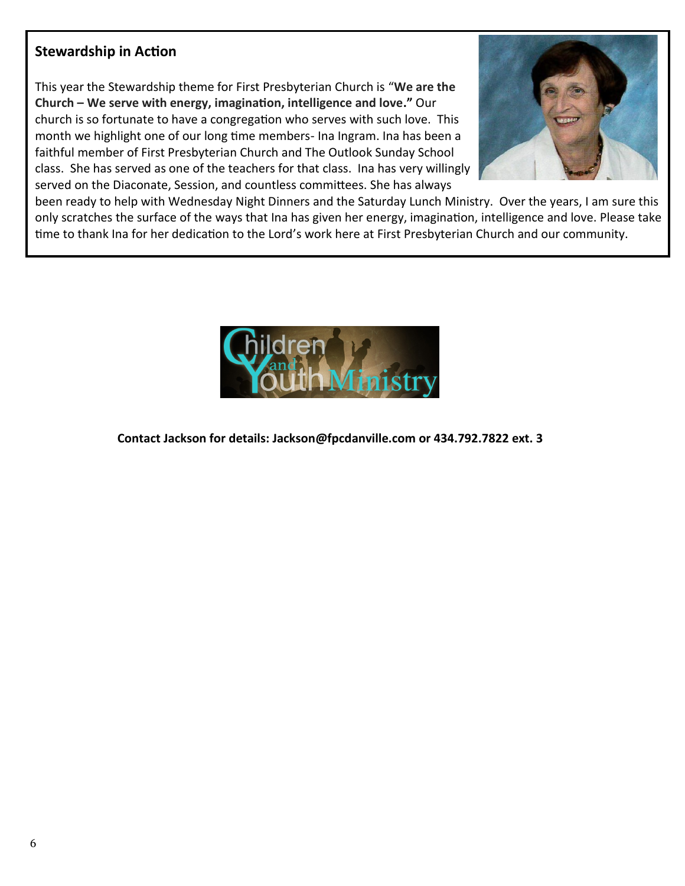## Stewardship in Action

This year the Stewardship theme for First Presbyterian Church is "**We are the Church – We serve with energy, imagination, intelligence and love.**" Our church is so fortunate to have a congregation who serves with such love. This month we highlight one of our long time members- Ina Ingram. Ina has been a faithful member of First Presbyterian Church and The Outlook Sunday School class. She has served as one of the teachers for that class. Ina has very willingly served on the Diaconate, Session, and countless committees. She has always been ready to help with Wednesday Night Dinners and the Saturday Lunch Ministry. Over the years, I am sure this only scratches the surface of the ways that Ina has given her energy, imagination, intelligence and love. Please take time to thank Ina for her dedication to the Lord's work here at First Presbyterian Church and our community.

Children and Youth Ministry

**Contact Jackson for details: Jackson@fpcdanville.com or 434.792.7822 ext. 3**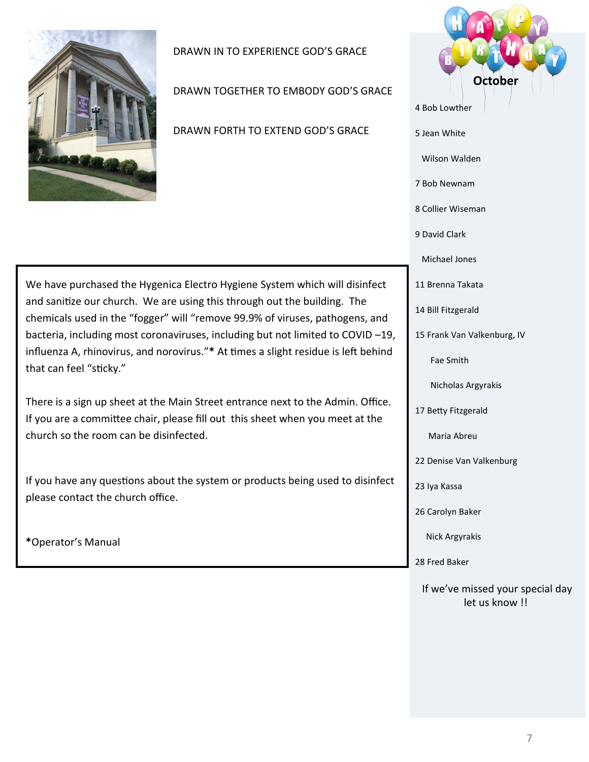DRAWN IN TO EXPERIENCE GOD'S GRACE

DRAWN TOGETHER TO EMBODY GOD'S GRACE

DRAWN FORTH TO EXTEND GOD'S GRACE

We have purchased the Hygenica Electro Hygiene System which will disinfect and sanitize our church. We are using this through out the building. The chemicals used in the "fogger" will "remove 99.9% of viruses, pathogens, and bacteria, including most coronaviruses, including but not limited to COVID –19, influenza A, rhinovirus, and norovirus."**\*** At times a slight residue is left behind that can feel "sticky."

There is a sign up sheet at the Main Street entrance next to the Admin. Office. If you are a committee chair, please fill out this sheet when you meet at the church so the room can be disinfected.

If you have any questions about the system or products being used to disinfect please contact the church office.

**\***Operator's Manual

## HAPPY BIRTHDAY

**October**

4 Bob Lowther

5 Jean White

Wilson Walden

7 Bob Newnam

8 Collier Wiseman

9 David Clark

Michael Jones

11 Brenna Takata

14 Bill Fitzgerald

15 Frank Van Valkenburg, IV

Fae Smith

Nicholas Argyrakis

17 Betty Fitzgerald

Maria Abreu

22 Denise Van Valkenburg

23 Iya Kassa

26 Carolyn Baker

Nick Argyrakis

28 Fred Baker

If we've missed your special day let us know !!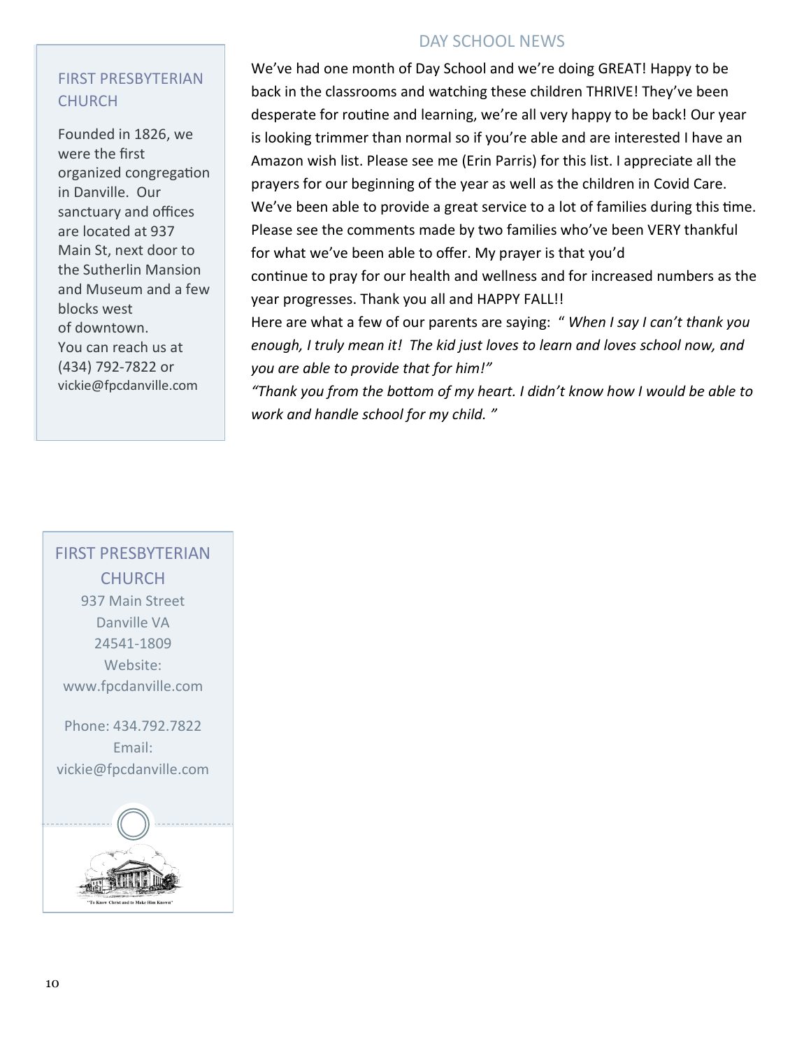## FIRST PRESBYTERIAN CHURCH

Founded in 1826, we were the first organized congregation in Danville. Our sanctuary and offices are located at 937 Main St, next door to the Sutherlin Mansion and Museum and a few blocks west of downtown. You can reach us at (434) 792-7822 or vickie@fpcdanville.com

## DAY SCHOOL NEWS

We've had one month of Day School and we're doing GREAT! Happy to be back in the classrooms and watching these children THRIVE! They've been desperate for routine and learning, we're all very happy to be back! Our year is looking trimmer than normal so if you're able and are interested I have an Amazon wish list. Please see me (Erin Parris) for this list. I appreciate all the prayers for our beginning of the year as well as the children in Covid Care. We've been able to provide a great service to a lot of families during this time. Please see the comments made by two families who've been VERY thankful for what we've been able to offer. My prayer is that you'd continue to pray for our health and wellness and for increased numbers as the year progresses. Thank you all and HAPPY FALL!!

Here are what a few of our parents are saying: " *When I say I can't thank you enough, I truly mean it! The kid just loves to learn and loves school now, and you are able to provide that for him!"*

*"Thank you from the bottom of my heart. I didn't know how I would be able to work and handle school for my child. "*

## FIRST PRESBYTERIAN CHURCH

937 Main Street
Danville VA
24541-1809
Website:
www.fpcdanville.com

Phone: 434.792.7822
Email:
vickie@fpcdanville.com

"To Know Christ and to Make Him Known"